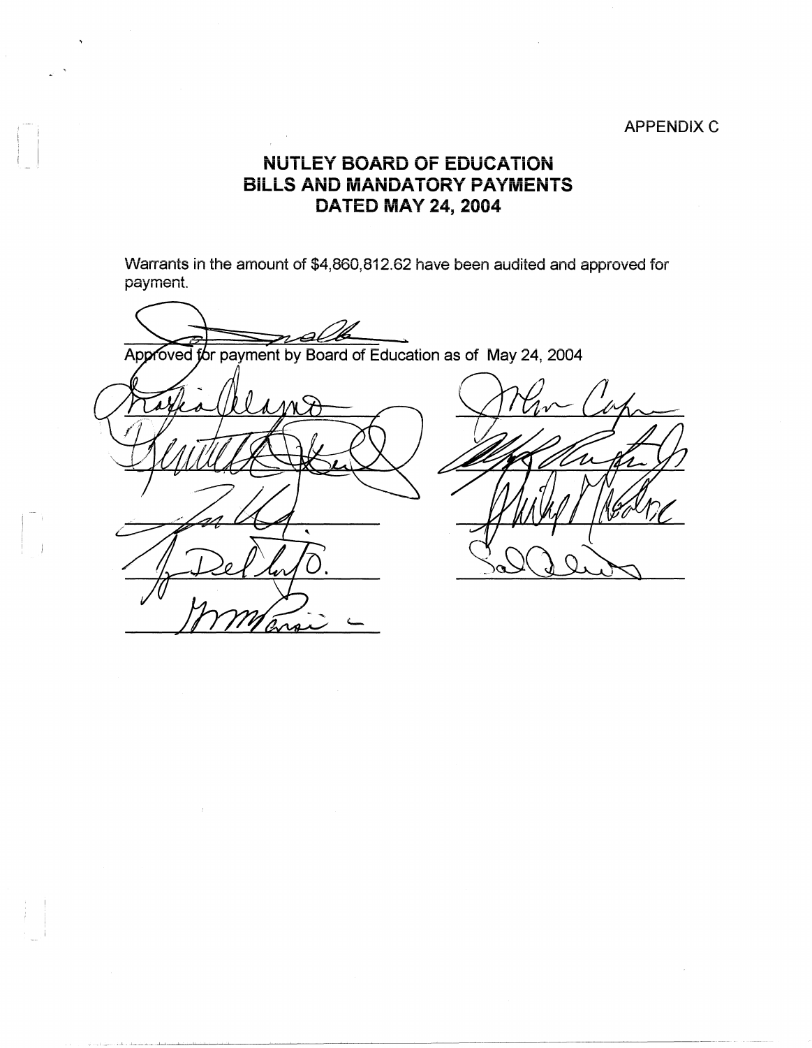APPENDIX C

# NUTLEY BOARD OF EDUCATION
# BILLS AND MANDATORY PAYMENTS
# DATED MAY 24, 2004

Warrants in the amount of $4,860,812.62 have been audited and approved for payment.

Approved for payment by Board of Education as of May 24, 2004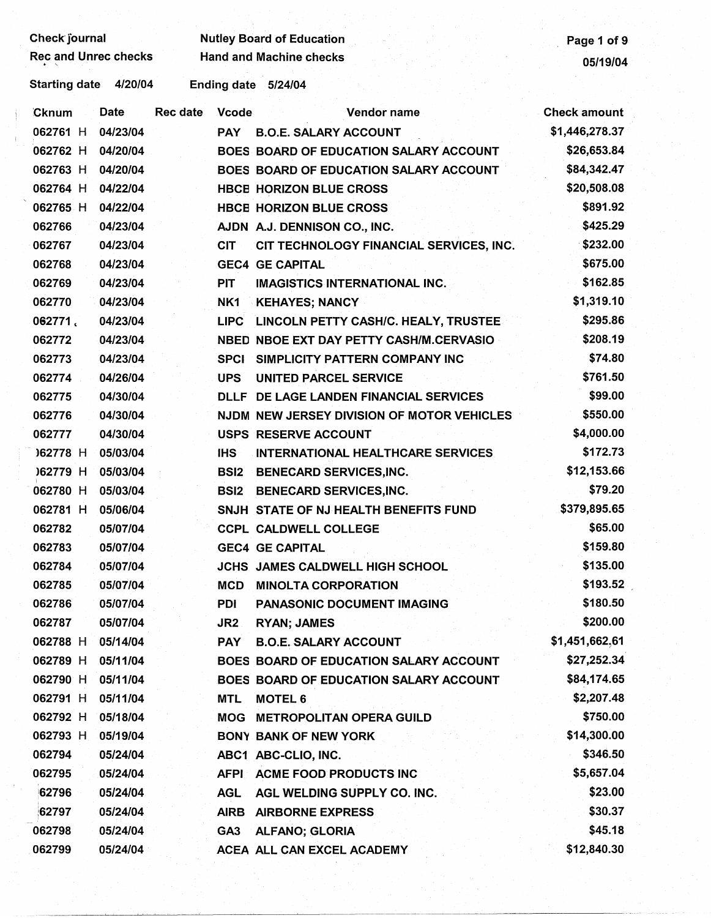Check journal
Rec and Unrec checks

Nutley Board of Education
Hand and Machine checks

05/19/04

Starting date 4/20/04 Ending date 5/24/04

| Cknum | Date | Rec date | Vcode | Vendor name | Check amount |
|---|---|---|---|---|---|
| 062761 H | 04/23/04 | | PAY | B.O.E. SALARY ACCOUNT | $1,446,278.37 |
| 062762 H | 04/20/04 | | BOES | BOARD OF EDUCATION SALARY ACCOUNT | $26,653.84 |
| 062763 H | 04/20/04 | | BOES | BOARD OF EDUCATION SALARY ACCOUNT | $84,342.47 |
| 062764 H | 04/22/04 | | HBCE | HORIZON BLUE CROSS | $20,508.08 |
| 062765 H | 04/22/04 | | HBCE | HORIZON BLUE CROSS | $891.92 |
| 062766 | 04/23/04 | | AJDN | A.J. DENNISON CO., INC. | $425.29 |
| 062767 | 04/23/04 | | CIT | CIT TECHNOLOGY FINANCIAL SERVICES, INC. | $232.00 |
| 062768 | 04/23/04 | | GEC4 | GE CAPITAL | $675.00 |
| 062769 | 04/23/04 | | PIT | IMAGISTICS INTERNATIONAL INC. | $162.85 |
| 062770 | 04/23/04 | | NK1 | KEHAYES; NANCY | $1,319.10 |
| 062771 | 04/23/04 | | LIPC | LINCOLN PETTY CASH/C. HEALY, TRUSTEE | $295.86 |
| 062772 | 04/23/04 | | NBED | NBOE EXT DAY PETTY CASH/M.CERVASIO | $208.19 |
| 062773 | 04/23/04 | | SPCI | SIMPLICITY PATTERN COMPANY INC | $74.80 |
| 062774 | 04/26/04 | | UPS | UNITED PARCEL SERVICE | $761.50 |
| 062775 | 04/30/04 | | DLLF | DE LAGE LANDEN FINANCIAL SERVICES | $99.00 |
| 062776 | 04/30/04 | | NJDM | NEW JERSEY DIVISION OF MOTOR VEHICLES | $550.00 |
| 062777 | 04/30/04 | | USPS | RESERVE ACCOUNT | $4,000.00 |
| 062778 H | 05/03/04 | | IHS | INTERNATIONAL HEALTHCARE SERVICES | $172.73 |
| 062779 H | 05/03/04 | | BSI2 | BENECARD SERVICES,INC. | $12,153.66 |
| 062780 H | 05/03/04 | | BSI2 | BENECARD SERVICES,INC. | $79.20 |
| 062781 H | 05/06/04 | | SNJH | STATE OF NJ HEALTH BENEFITS FUND | $379,895.65 |
| 062782 | 05/07/04 | | CCPL | CALDWELL COLLEGE | $65.00 |
| 062783 | 05/07/04 | | GEC4 | GE CAPITAL | $159.80 |
| 062784 | 05/07/04 | | JCHS | JAMES CALDWELL HIGH SCHOOL | $135.00 |
| 062785 | 05/07/04 | | MCD | MINOLTA CORPORATION | $193.52 |
| 062786 | 05/07/04 | | PDI | PANASONIC DOCUMENT IMAGING | $180.50 |
| 062787 | 05/07/04 | | JR2 | RYAN; JAMES | $200.00 |
| 062788 H | 05/14/04 | | PAY | B.O.E. SALARY ACCOUNT | $1,451,662.61 |
| 062789 H | 05/11/04 | | BOES | BOARD OF EDUCATION SALARY ACCOUNT | $27,252.34 |
| 062790 H | 05/11/04 | | BOES | BOARD OF EDUCATION SALARY ACCOUNT | $84,174.65 |
| 062791 H | 05/11/04 | | MTL | MOTEL 6 | $2,207.48 |
| 062792 H | 05/18/04 | | MOG | METROPOLITAN OPERA GUILD | $750.00 |
| 062793 H | 05/19/04 | | BONY | BANK OF NEW YORK | $14,300.00 |
| 062794 | 05/24/04 | | ABC1 | ABC-CLIO, INC. | $346.50 |
| 062795 | 05/24/04 | | AFPI | ACME FOOD PRODUCTS INC | $5,657.04 |
| 062796 | 05/24/04 | | AGL | AGL WELDING SUPPLY CO. INC. | $23.00 |
| 062797 | 05/24/04 | | AIRB | AIRBORNE EXPRESS | $30.37 |
| 062798 | 05/24/04 | | GA3 | ALFANO; GLORIA | $45.18 |
| 062799 | 05/24/04 | | ACEA | ALL CAN EXCEL ACADEMY | $12,840.30 |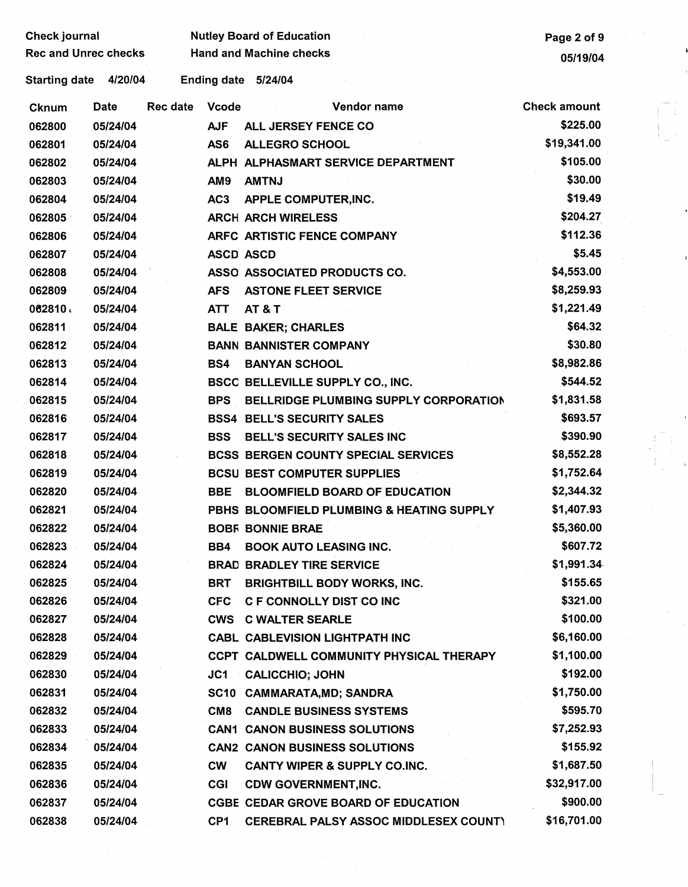Check journal | Nutley Board of Education
Rec and Unrec checks | Hand and Machine checks

Starting date 4/20/04 | Ending date 5/24/04

| Cknum | Date | Rec date | Vcode | Vendor name | Check amount |
|---|---|---|---|---|---|
| 062800 | 05/24/04 | | AJF | ALL JERSEY FENCE CO | $225.00 |
| 062801 | 05/24/04 | | AS6 | ALLEGRO SCHOOL | $19,341.00 |
| 062802 | 05/24/04 | | ALPH | ALPHASMART SERVICE DEPARTMENT | $105.00 |
| 062803 | 05/24/04 | | AM9 | AMTNJ | $30.00 |
| 062804 | 05/24/04 | | AC3 | APPLE COMPUTER,INC. | $19.49 |
| 062805 | 05/24/04 | | ARCH | ARCH WIRELESS | $204.27 |
| 062806 | 05/24/04 | | ARFC | ARTISTIC FENCE COMPANY | $112.36 |
| 062807 | 05/24/04 | | ASCD | ASCD | $5.45 |
| 062808 | 05/24/04 | | ASSO | ASSOCIATED PRODUCTS CO. | $4,553.00 |
| 062809 | 05/24/04 | | AFS | ASTONE FLEET SERVICE | $8,259.93 |
| 062810 | 05/24/04 | | ATT | AT & T | $1,221.49 |
| 062811 | 05/24/04 | | BALE | BAKER; CHARLES | $64.32 |
| 062812 | 05/24/04 | | BANN | BANNISTER COMPANY | $30.80 |
| 062813 | 05/24/04 | | BS4 | BANYAN SCHOOL | $8,982.86 |
| 062814 | 05/24/04 | | BSCC | BELLEVILLE SUPPLY CO., INC. | $544.52 |
| 062815 | 05/24/04 | | BPS | BELLRIDGE PLUMBING SUPPLY CORPORATION | $1,831.58 |
| 062816 | 05/24/04 | | BSS4 | BELL'S SECURITY SALES | $693.57 |
| 062817 | 05/24/04 | | BSS | BELL'S SECURITY SALES INC | $390.90 |
| 062818 | 05/24/04 | | BCSS | BERGEN COUNTY SPECIAL SERVICES | $8,552.28 |
| 062819 | 05/24/04 | | BCSU | BEST COMPUTER SUPPLIES | $1,752.64 |
| 062820 | 05/24/04 | | BBE | BLOOMFIELD BOARD OF EDUCATION | $2,344.32 |
| 062821 | 05/24/04 | | PBHS | BLOOMFIELD PLUMBING & HEATING SUPPLY | $1,407.93 |
| 062822 | 05/24/04 | | BOBF | BONNIE BRAE | $5,360.00 |
| 062823 | 05/24/04 | | BB4 | BOOK AUTO LEASING INC. | $607.72 |
| 062824 | 05/24/04 | | BRAD | BRADLEY TIRE SERVICE | $1,991.34 |
| 062825 | 05/24/04 | | BRT | BRIGHTBILL BODY WORKS, INC. | $155.65 |
| 062826 | 05/24/04 | | CFC | C F CONNOLLY DIST CO INC | $321.00 |
| 062827 | 05/24/04 | | CWS | C WALTER SEARLE | $100.00 |
| 062828 | 05/24/04 | | CABL | CABLEVISION LIGHTPATH INC | $6,160.00 |
| 062829 | 05/24/04 | | CCPT | CALDWELL COMMUNITY PHYSICAL THERAPY | $1,100.00 |
| 062830 | 05/24/04 | | JC1 | CALICCHIO; JOHN | $192.00 |
| 062831 | 05/24/04 | | SC10 | CAMMARATA,MD; SANDRA | $1,750.00 |
| 062832 | 05/24/04 | | CM8 | CANDLE BUSINESS SYSTEMS | $595.70 |
| 062833 | 05/24/04 | | CAN1 | CANON BUSINESS SOLUTIONS | $7,252.93 |
| 062834 | 05/24/04 | | CAN2 | CANON BUSINESS SOLUTIONS | $155.92 |
| 062835 | 05/24/04 | | CW | CANTY WIPER & SUPPLY CO.INC. | $1,687.50 |
| 062836 | 05/24/04 | | CGI | CDW GOVERNMENT,INC. | $32,917.00 |
| 062837 | 05/24/04 | | CGBE | CEDAR GROVE BOARD OF EDUCATION | $900.00 |
| 062838 | 05/24/04 | | CP1 | CEREBRAL PALSY ASSOC MIDDLESEX COUNTY | $16,701.00 |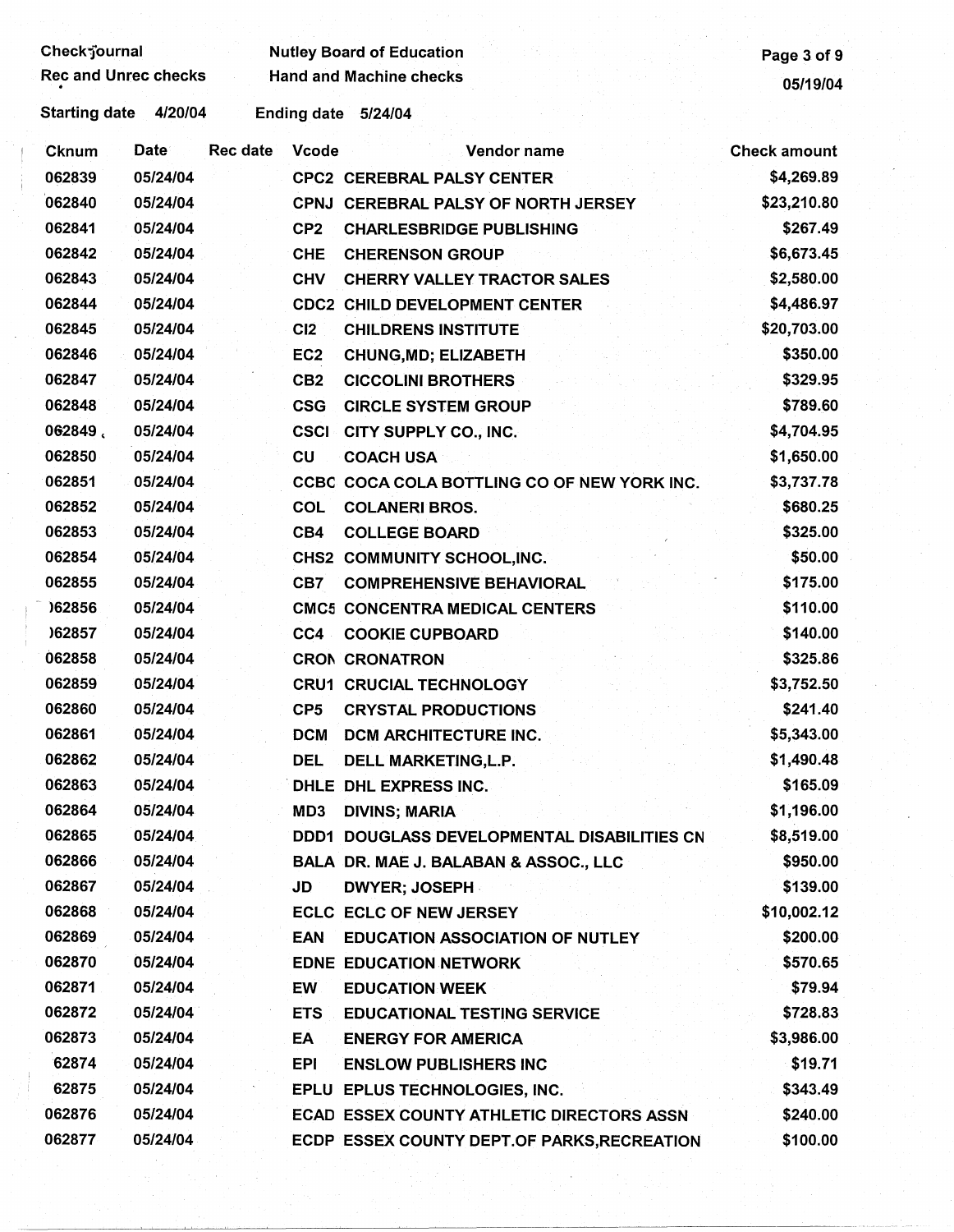Check Journal
Rec and Unrec checks

Nutley Board of Education
Hand and Machine checks

05/19/04

Starting date 4/20/04 Ending date 5/24/04

| Cknum | Date | Rec date | Vcode | Vendor name | Check amount |
|---|---|---|---|---|---|
| 062839 | 05/24/04 | | CPC2 | CEREBRAL PALSY CENTER | $4,269.89 |
| 062840 | 05/24/04 | | CPNJ | CEREBRAL PALSY OF NORTH JERSEY | $23,210.80 |
| 062841 | 05/24/04 | | CP2 | CHARLESBRIDGE PUBLISHING | $267.49 |
| 062842 | 05/24/04 | | CHE | CHERENSON GROUP | $6,673.45 |
| 062843 | 05/24/04 | | CHV | CHERRY VALLEY TRACTOR SALES | $2,580.00 |
| 062844 | 05/24/04 | | CDC2 | CHILD DEVELOPMENT CENTER | $4,486.97 |
| 062845 | 05/24/04 | | CI2 | CHILDRENS INSTITUTE | $20,703.00 |
| 062846 | 05/24/04 | | EC2 | CHUNG,MD; ELIZABETH | $350.00 |
| 062847 | 05/24/04 | | CB2 | CICCOLINI BROTHERS | $329.95 |
| 062848 | 05/24/04 | | CSG | CIRCLE SYSTEM GROUP | $789.60 |
| 062849 | 05/24/04 | | CSCI | CITY SUPPLY CO., INC. | $4,704.95 |
| 062850 | 05/24/04 | | CU | COACH USA | $1,650.00 |
| 062851 | 05/24/04 | | CCBC | COCA COLA BOTTLING CO OF NEW YORK INC. | $3,737.78 |
| 062852 | 05/24/04 | | COL | COLANERI BROS. | $680.25 |
| 062853 | 05/24/04 | | CB4 | COLLEGE BOARD | $325.00 |
| 062854 | 05/24/04 | | CHS2 | COMMUNITY SCHOOL,INC. | $50.00 |
| 062855 | 05/24/04 | | CB7 | COMPREHENSIVE BEHAVIORAL | $175.00 |
| 062856 | 05/24/04 | | CMC5 | CONCENTRA MEDICAL CENTERS | $110.00 |
| 062857 | 05/24/04 | | CC4 | COOKIE CUPBOARD | $140.00 |
| 062858 | 05/24/04 | | CRON | CRONATRON | $325.86 |
| 062859 | 05/24/04 | | CRU1 | CRUCIAL TECHNOLOGY | $3,752.50 |
| 062860 | 05/24/04 | | CP5 | CRYSTAL PRODUCTIONS | $241.40 |
| 062861 | 05/24/04 | | DCM | DCM ARCHITECTURE INC. | $5,343.00 |
| 062862 | 05/24/04 | | DEL | DELL MARKETING,L.P. | $1,490.48 |
| 062863 | 05/24/04 | | DHLE | DHL EXPRESS INC. | $165.09 |
| 062864 | 05/24/04 | | MD3 | DIVINS; MARIA | $1,196.00 |
| 062865 | 05/24/04 | | DDD1 | DOUGLASS DEVELOPMENTAL DISABILITIES CN | $8,519.00 |
| 062866 | 05/24/04 | | BALA | DR. MAE J. BALABAN & ASSOC., LLC | $950.00 |
| 062867 | 05/24/04 | | JD | DWYER; JOSEPH | $139.00 |
| 062868 | 05/24/04 | | ECLC | ECLC OF NEW JERSEY | $10,002.12 |
| 062869 | 05/24/04 | | EAN | EDUCATION ASSOCIATION OF NUTLEY | $200.00 |
| 062870 | 05/24/04 | | EDNE | EDUCATION NETWORK | $570.65 |
| 062871 | 05/24/04 | | EW | EDUCATION WEEK | $79.94 |
| 062872 | 05/24/04 | | ETS | EDUCATIONAL TESTING SERVICE | $728.83 |
| 062873 | 05/24/04 | | EA | ENERGY FOR AMERICA | $3,986.00 |
| 062874 | 05/24/04 | | EPI | ENSLOW PUBLISHERS INC | $19.71 |
| 062875 | 05/24/04 | | EPLU | EPLUS TECHNOLOGIES, INC. | $343.49 |
| 062876 | 05/24/04 | | ECAD | ESSEX COUNTY ATHLETIC DIRECTORS ASSN | $240.00 |
| 062877 | 05/24/04 | | ECDP | ESSEX COUNTY DEPT.OF PARKS,RECREATION | $100.00 |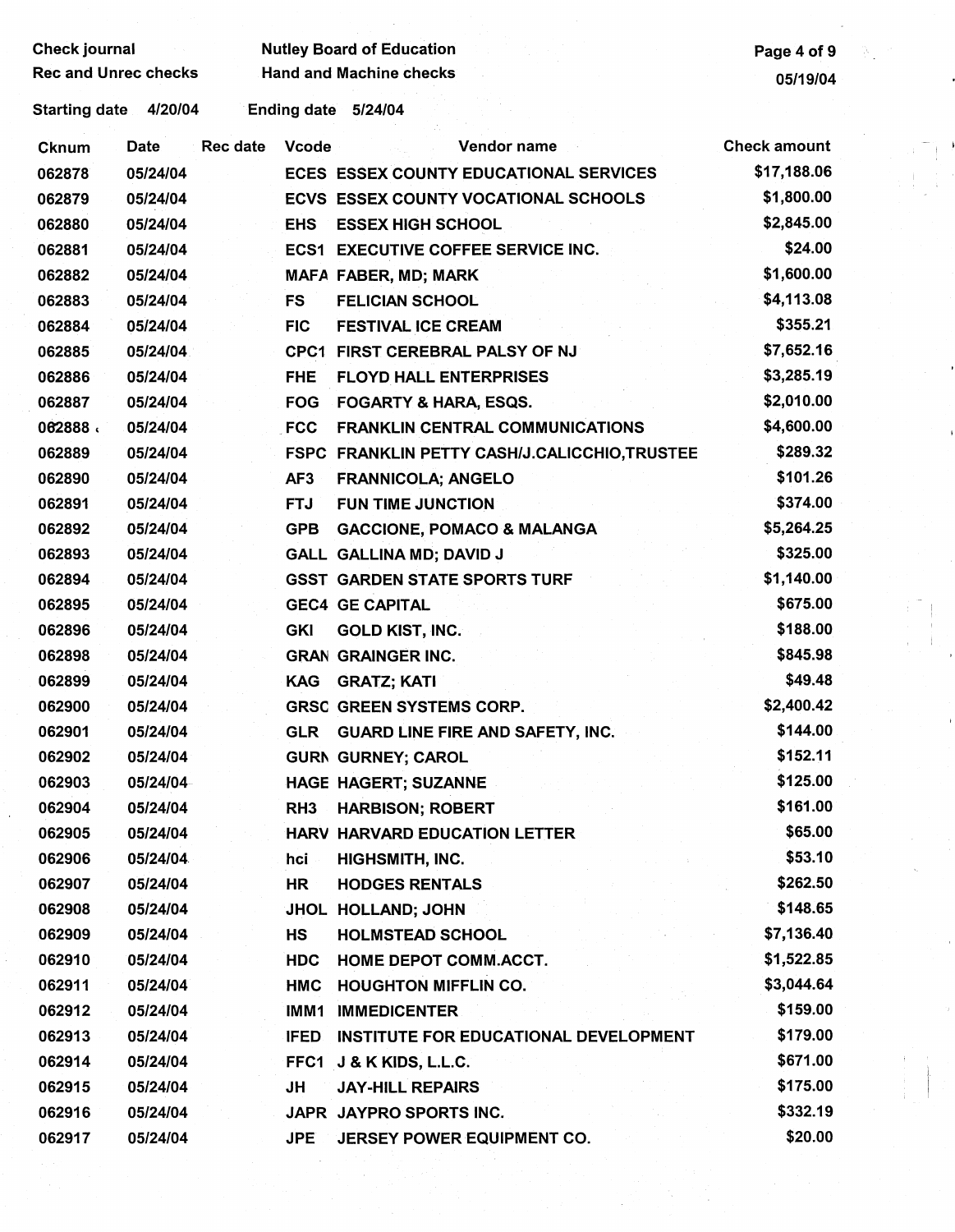Check journal | Nutley Board of Education
Rec and Unrec checks | Hand and Machine checks

05/19/04

Starting date 4/20/04 Ending date 5/24/04

| Cknum | Date | Rec date | Vcode | Vendor name | Check amount |
|---|---|---|---|---|---|
| 062878 | 05/24/04 | | ECES | ESSEX COUNTY EDUCATIONAL SERVICES | $17,188.06 |
| 062879 | 05/24/04 | | ECVS | ESSEX COUNTY VOCATIONAL SCHOOLS | $1,800.00 |
| 062880 | 05/24/04 | | EHS | ESSEX HIGH SCHOOL | $2,845.00 |
| 062881 | 05/24/04 | | ECS1 | EXECUTIVE COFFEE SERVICE INC. | $24.00 |
| 062882 | 05/24/04 | | MAFA | FABER, MD; MARK | $1,600.00 |
| 062883 | 05/24/04 | | FS | FELICIAN SCHOOL | $4,113.08 |
| 062884 | 05/24/04 | | FIC | FESTIVAL ICE CREAM | $355.21 |
| 062885 | 05/24/04 | | CPC1 | FIRST CEREBRAL PALSY OF NJ | $7,652.16 |
| 062886 | 05/24/04 | | FHE | FLOYD HALL ENTERPRISES | $3,285.19 |
| 062887 | 05/24/04 | | FOG | FOGARTY & HARA, ESQS. | $2,010.00 |
| 062888 | 05/24/04 | | FCC | FRANKLIN CENTRAL COMMUNICATIONS | $4,600.00 |
| 062889 | 05/24/04 | | FSPC | FRANKLIN PETTY CASH/J.CALICCHIO,TRUSTEE | $289.32 |
| 062890 | 05/24/04 | | AF3 | FRANNICOLA; ANGELO | $101.26 |
| 062891 | 05/24/04 | | FTJ | FUN TIME JUNCTION | $374.00 |
| 062892 | 05/24/04 | | GPB | GACCIONE, POMACO & MALANGA | $5,264.25 |
| 062893 | 05/24/04 | | GALL | GALLINA MD; DAVID J | $325.00 |
| 062894 | 05/24/04 | | GSST | GARDEN STATE SPORTS TURF | $1,140.00 |
| 062895 | 05/24/04 | | GEC4 | GE CAPITAL | $675.00 |
| 062896 | 05/24/04 | | GKI | GOLD KIST, INC. | $188.00 |
| 062898 | 05/24/04 | | GRAN | GRAINGER INC. | $845.98 |
| 062899 | 05/24/04 | | KAG | GRATZ; KATI | $49.48 |
| 062900 | 05/24/04 | | GRSC | GREEN SYSTEMS CORP. | $2,400.42 |
| 062901 | 05/24/04 | | GLR | GUARD LINE FIRE AND SAFETY, INC. | $144.00 |
| 062902 | 05/24/04 | | GURN | GURNEY; CAROL | $152.11 |
| 062903 | 05/24/04 | | HAGE | HAGERT; SUZANNE | $125.00 |
| 062904 | 05/24/04 | | RH3 | HARBISON; ROBERT | $161.00 |
| 062905 | 05/24/04 | | HARV | HARVARD EDUCATION LETTER | $65.00 |
| 062906 | 05/24/04 | | hci | HIGHSMITH, INC. | $53.10 |
| 062907 | 05/24/04 | | HR | HODGES RENTALS | $262.50 |
| 062908 | 05/24/04 | | JHOL | HOLLAND; JOHN | $148.65 |
| 062909 | 05/24/04 | | HS | HOLMSTEAD SCHOOL | $7,136.40 |
| 062910 | 05/24/04 | | HDC | HOME DEPOT COMM.ACCT. | $1,522.85 |
| 062911 | 05/24/04 | | HMC | HOUGHTON MIFFLIN CO. | $3,044.64 |
| 062912 | 05/24/04 | | IMM1 | IMMEDICENTER | $159.00 |
| 062913 | 05/24/04 | | IFED | INSTITUTE FOR EDUCATIONAL DEVELOPMENT | $179.00 |
| 062914 | 05/24/04 | | FFC1 | J & K KIDS, L.L.C. | $671.00 |
| 062915 | 05/24/04 | | JH | JAY-HILL REPAIRS | $175.00 |
| 062916 | 05/24/04 | | JAPR | JAYPRO SPORTS INC. | $332.19 |
| 062917 | 05/24/04 | | JPE | JERSEY POWER EQUIPMENT CO. | $20.00 |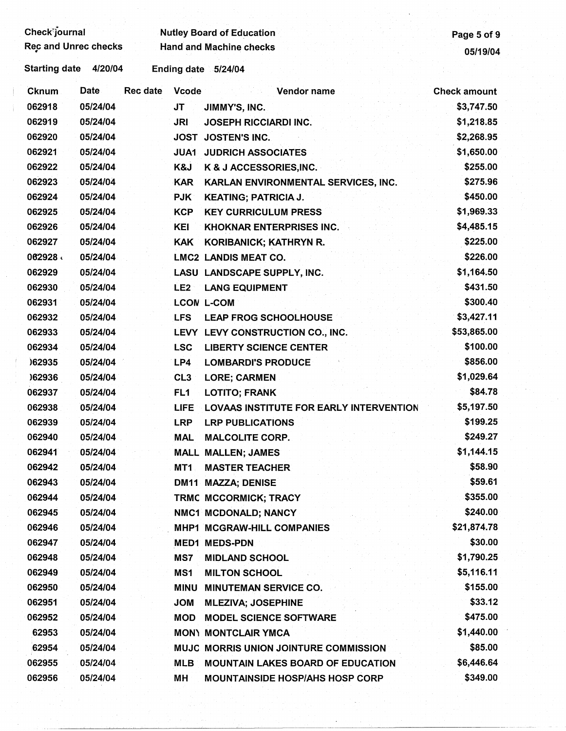Check journal
Rec and Unrec checks

Nutley Board of Education
Hand and Machine checks

Starting date 4/20/04 Ending date 5/24/04

| Cknum | Date | Rec date | Vcode | Vendor name | Check amount |
|---|---|---|---|---|---|
| 062918 | 05/24/04 | | JT | JIMMY'S, INC. | $3,747.50 |
| 062919 | 05/24/04 | | JRI | JOSEPH RICCIARDI INC. | $1,218.85 |
| 062920 | 05/24/04 | | JOST | JOSTEN'S INC. | $2,268.95 |
| 062921 | 05/24/04 | | JUA1 | JUDRICH ASSOCIATES | $1,650.00 |
| 062922 | 05/24/04 | | K&J | K & J ACCESSORIES,INC. | $255.00 |
| 062923 | 05/24/04 | | KAR | KARLAN ENVIRONMENTAL SERVICES, INC. | $275.96 |
| 062924 | 05/24/04 | | PJK | KEATING; PATRICIA J. | $450.00 |
| 062925 | 05/24/04 | | KCP | KEY CURRICULUM PRESS | $1,969.33 |
| 062926 | 05/24/04 | | KEI | KHOKNAR ENTERPRISES INC. | $4,485.15 |
| 062927 | 05/24/04 | | KAK | KORIBANICK; KATHRYN R. | $225.00 |
| 062928 | 05/24/04 | | LMC2 | LANDIS MEAT CO. | $226.00 |
| 062929 | 05/24/04 | | LASU | LANDSCAPE SUPPLY, INC. | $1,164.50 |
| 062930 | 05/24/04 | | LE2 | LANG EQUIPMENT | $431.50 |
| 062931 | 05/24/04 | | LCOM | L-COM | $300.40 |
| 062932 | 05/24/04 | | LFS | LEAP FROG SCHOOLHOUSE | $3,427.11 |
| 062933 | 05/24/04 | | LEVY | LEVY CONSTRUCTION CO., INC. | $53,865.00 |
| 062934 | 05/24/04 | | LSC | LIBERTY SCIENCE CENTER | $100.00 |
| 062935 | 05/24/04 | | LP4 | LOMBARDI'S PRODUCE | $856.00 |
| 062936 | 05/24/04 | | CL3 | LORE; CARMEN | $1,029.64 |
| 062937 | 05/24/04 | | FL1 | LOTITO; FRANK | $84.78 |
| 062938 | 05/24/04 | | LIFE | LOVAAS INSTITUTE FOR EARLY INTERVENTION | $5,197.50 |
| 062939 | 05/24/04 | | LRP | LRP PUBLICATIONS | $199.25 |
| 062940 | 05/24/04 | | MAL | MALCOLITE CORP. | $249.27 |
| 062941 | 05/24/04 | | MALL | MALLEN; JAMES | $1,144.15 |
| 062942 | 05/24/04 | | MT1 | MASTER TEACHER | $58.90 |
| 062943 | 05/24/04 | | DM11 | MAZZA; DENISE | $59.61 |
| 062944 | 05/24/04 | | TRMC | MCCORMICK; TRACY | $355.00 |
| 062945 | 05/24/04 | | NMC1 | MCDONALD; NANCY | $240.00 |
| 062946 | 05/24/04 | | MHP1 | MCGRAW-HILL COMPANIES | $21,874.78 |
| 062947 | 05/24/04 | | MED1 | MEDS-PDN | $30.00 |
| 062948 | 05/24/04 | | MS7 | MIDLAND SCHOOL | $1,790.25 |
| 062949 | 05/24/04 | | MS1 | MILTON SCHOOL | $5,116.11 |
| 062950 | 05/24/04 | | MINU | MINUTEMAN SERVICE CO. | $155.00 |
| 062951 | 05/24/04 | | JOM | MLEZIVA; JOSEPHINE | $33.12 |
| 062952 | 05/24/04 | | MOD | MODEL SCIENCE SOFTWARE | $475.00 |
| 062953 | 05/24/04 | | MONY | MONTCLAIR YMCA | $1,440.00 |
| 062954 | 05/24/04 | | MUJC | MORRIS UNION JOINTURE COMMISSION | $85.00 |
| 062955 | 05/24/04 | | MLB | MOUNTAIN LAKES BOARD OF EDUCATION | $6,446.64 |
| 062956 | 05/24/04 | | MH | MOUNTAINSIDE HOSP/AHS HOSP CORP | $349.00 |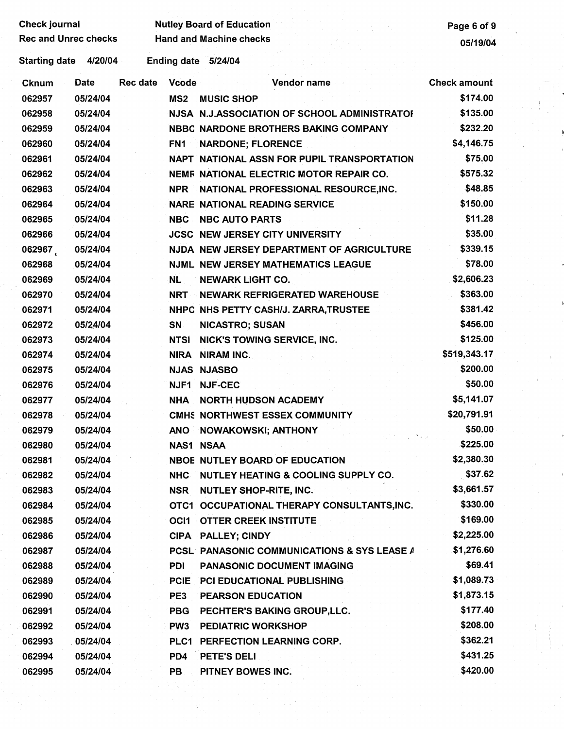Check journal
Rec and Unrec checks

Nutley Board of Education
Hand and Machine checks

05/19/04

Starting date 4/20/04 Ending date 5/24/04

| Cknum | Date | Rec date | Vcode | Vendor name | Check amount |
|---|---|---|---|---|---|
| 062957 | 05/24/04 | | MS2 | MUSIC SHOP | $174.00 |
| 062958 | 05/24/04 | | NJSA | N.J.ASSOCIATION OF SCHOOL ADMINISTRATOI | $135.00 |
| 062959 | 05/24/04 | | NBBC | NARDONE BROTHERS BAKING COMPANY | $232.20 |
| 062960 | 05/24/04 | | FN1 | NARDONE; FLORENCE | $4,146.75 |
| 062961 | 05/24/04 | | NAPT | NATIONAL ASSN FOR PUPIL TRANSPORTATION | $75.00 |
| 062962 | 05/24/04 | | NEMF | NATIONAL ELECTRIC MOTOR REPAIR CO. | $575.32 |
| 062963 | 05/24/04 | | NPR | NATIONAL PROFESSIONAL RESOURCE,INC. | $48.85 |
| 062964 | 05/24/04 | | NARE | NATIONAL READING SERVICE | $150.00 |
| 062965 | 05/24/04 | | NBC | NBC AUTO PARTS | $11.28 |
| 062966 | 05/24/04 | | JCSC | NEW JERSEY CITY UNIVERSITY | $35.00 |
| 062967 | 05/24/04 | | NJDA | NEW JERSEY DEPARTMENT OF AGRICULTURE | $339.15 |
| 062968 | 05/24/04 | | NJML | NEW JERSEY MATHEMATICS LEAGUE | $78.00 |
| 062969 | 05/24/04 | | NL | NEWARK LIGHT CO. | $2,606.23 |
| 062970 | 05/24/04 | | NRT | NEWARK REFRIGERATED WAREHOUSE | $363.00 |
| 062971 | 05/24/04 | | NHPC | NHS PETTY CASH/J. ZARRA,TRUSTEE | $381.42 |
| 062972 | 05/24/04 | | SN | NICASTRO; SUSAN | $456.00 |
| 062973 | 05/24/04 | | NTSI | NICK'S TOWING SERVICE, INC. | $125.00 |
| 062974 | 05/24/04 | | NIRA | NIRAM INC. | $519,343.17 |
| 062975 | 05/24/04 | | NJAS | NJASBO | $200.00 |
| 062976 | 05/24/04 | | NJF1 | NJF-CEC | $50.00 |
| 062977 | 05/24/04 | | NHA | NORTH HUDSON ACADEMY | $5,141.07 |
| 062978 | 05/24/04 | | CMHS | NORTHWEST ESSEX COMMUNITY | $20,791.91 |
| 062979 | 05/24/04 | | ANO | NOWAKOWSKI; ANTHONY | $50.00 |
| 062980 | 05/24/04 | | NAS1 | NSAA | $225.00 |
| 062981 | 05/24/04 | | NBOE | NUTLEY BOARD OF EDUCATION | $2,380.30 |
| 062982 | 05/24/04 | | NHC | NUTLEY HEATING & COOLING SUPPLY CO. | $37.62 |
| 062983 | 05/24/04 | | NSR | NUTLEY SHOP-RITE, INC. | $3,661.57 |
| 062984 | 05/24/04 | | OTC1 | OCCUPATIONAL THERAPY CONSULTANTS,INC. | $330.00 |
| 062985 | 05/24/04 | | OCI1 | OTTER CREEK INSTITUTE | $169.00 |
| 062986 | 05/24/04 | | CIPA | PALLEY; CINDY | $2,225.00 |
| 062987 | 05/24/04 | | PCSL | PANASONIC COMMUNICATIONS & SYS LEASE A | $1,276.60 |
| 062988 | 05/24/04 | | PDI | PANASONIC DOCUMENT IMAGING | $69.41 |
| 062989 | 05/24/04 | | PCIE | PCI EDUCATIONAL PUBLISHING | $1,089.73 |
| 062990 | 05/24/04 | | PE3 | PEARSON EDUCATION | $1,873.15 |
| 062991 | 05/24/04 | | PBG | PECHTER'S BAKING GROUP,LLC. | $177.40 |
| 062992 | 05/24/04 | | PW3 | PEDIATRIC WORKSHOP | $208.00 |
| 062993 | 05/24/04 | | PLC1 | PERFECTION LEARNING CORP. | $362.21 |
| 062994 | 05/24/04 | | PD4 | PETE'S DELI | $431.25 |
| 062995 | 05/24/04 | | PB | PITNEY BOWES INC. | $420.00 |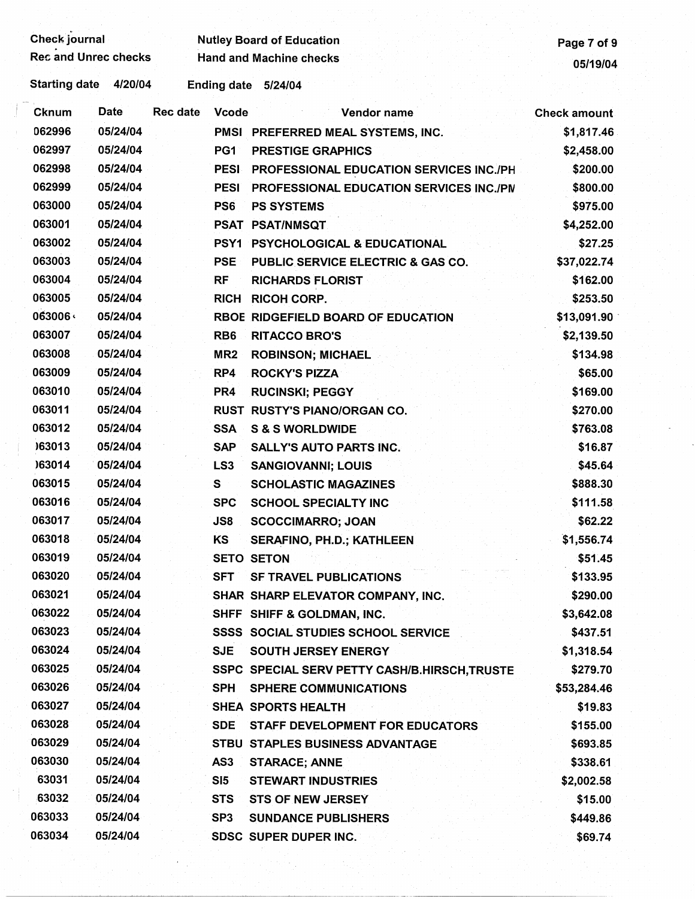Check journal
Rec and Unrec checks

Nutley Board of Education
Hand and Machine checks

05/19/04

Starting date 4/20/04 Ending date 5/24/04

| Cknum | Date | Rec date | Vcode | Vendor name | Check amount |
|---|---|---|---|---|---|
| 062996 | 05/24/04 | | PMSI | PREFERRED MEAL SYSTEMS, INC. | $1,817.46 |
| 062997 | 05/24/04 | | PG1 | PRESTIGE GRAPHICS | $2,458.00 |
| 062998 | 05/24/04 | | PESI | PROFESSIONAL EDUCATION SERVICES INC./PH | $200.00 |
| 062999 | 05/24/04 | | PESI | PROFESSIONAL EDUCATION SERVICES INC./PN | $800.00 |
| 063000 | 05/24/04 | | PS6 | PS SYSTEMS | $975.00 |
| 063001 | 05/24/04 | | PSAT | PSAT/NMSQT | $4,252.00 |
| 063002 | 05/24/04 | | PSY1 | PSYCHOLOGICAL & EDUCATIONAL | $27.25 |
| 063003 | 05/24/04 | | PSE | PUBLIC SERVICE ELECTRIC & GAS CO. | $37,022.74 |
| 063004 | 05/24/04 | | RF | RICHARDS FLORIST | $162.00 |
| 063005 | 05/24/04 | | RICH | RICOH CORP. | $253.50 |
| 063006 | 05/24/04 | | RBOE | RIDGEFIELD BOARD OF EDUCATION | $13,091.90 |
| 063007 | 05/24/04 | | RB6 | RITACCO BRO'S | $2,139.50 |
| 063008 | 05/24/04 | | MR2 | ROBINSON; MICHAEL | $134.98 |
| 063009 | 05/24/04 | | RP4 | ROCKY'S PIZZA | $65.00 |
| 063010 | 05/24/04 | | PR4 | RUCINSKI; PEGGY | $169.00 |
| 063011 | 05/24/04 | | RUST | RUSTY'S PIANO/ORGAN CO. | $270.00 |
| 063012 | 05/24/04 | | SSA | S & S WORLDWIDE | $763.08 |
| 063013 | 05/24/04 | | SAP | SALLY'S AUTO PARTS INC. | $16.87 |
| 063014 | 05/24/04 | | LS3 | SANGIOVANNI; LOUIS | $45.64 |
| 063015 | 05/24/04 | | S | SCHOLASTIC MAGAZINES | $888.30 |
| 063016 | 05/24/04 | | SPC | SCHOOL SPECIALTY INC | $111.58 |
| 063017 | 05/24/04 | | JS8 | SCOCCIMARRO; JOAN | $62.22 |
| 063018 | 05/24/04 | | KS | SERAFINO, PH.D.; KATHLEEN | $1,556.74 |
| 063019 | 05/24/04 | | SETO | SETON | $51.45 |
| 063020 | 05/24/04 | | SFT | SF TRAVEL PUBLICATIONS | $133.95 |
| 063021 | 05/24/04 | | SHAR | SHARP ELEVATOR COMPANY, INC. | $290.00 |
| 063022 | 05/24/04 | | SHFF | SHIFF & GOLDMAN, INC. | $3,642.08 |
| 063023 | 05/24/04 | | SSSS | SOCIAL STUDIES SCHOOL SERVICE | $437.51 |
| 063024 | 05/24/04 | | SJE | SOUTH JERSEY ENERGY | $1,318.54 |
| 063025 | 05/24/04 | | SSPC | SPECIAL SERV PETTY CASH/B.HIRSCH,TRUSTE | $279.70 |
| 063026 | 05/24/04 | | SPH | SPHERE COMMUNICATIONS | $53,284.46 |
| 063027 | 05/24/04 | | SHEA | SPORTS HEALTH | $19.83 |
| 063028 | 05/24/04 | | SDE | STAFF DEVELOPMENT FOR EDUCATORS | $155.00 |
| 063029 | 05/24/04 | | STBU | STAPLES BUSINESS ADVANTAGE | $693.85 |
| 063030 | 05/24/04 | | AS3 | STARACE; ANNE | $338.61 |
| 63031 | 05/24/04 | | SI5 | STEWART INDUSTRIES | $2,002.58 |
| 63032 | 05/24/04 | | STS | STS OF NEW JERSEY | $15.00 |
| 063033 | 05/24/04 | | SP3 | SUNDANCE PUBLISHERS | $449.86 |
| 063034 | 05/24/04 | | SDSC | SUPER DUPER INC. | $69.74 |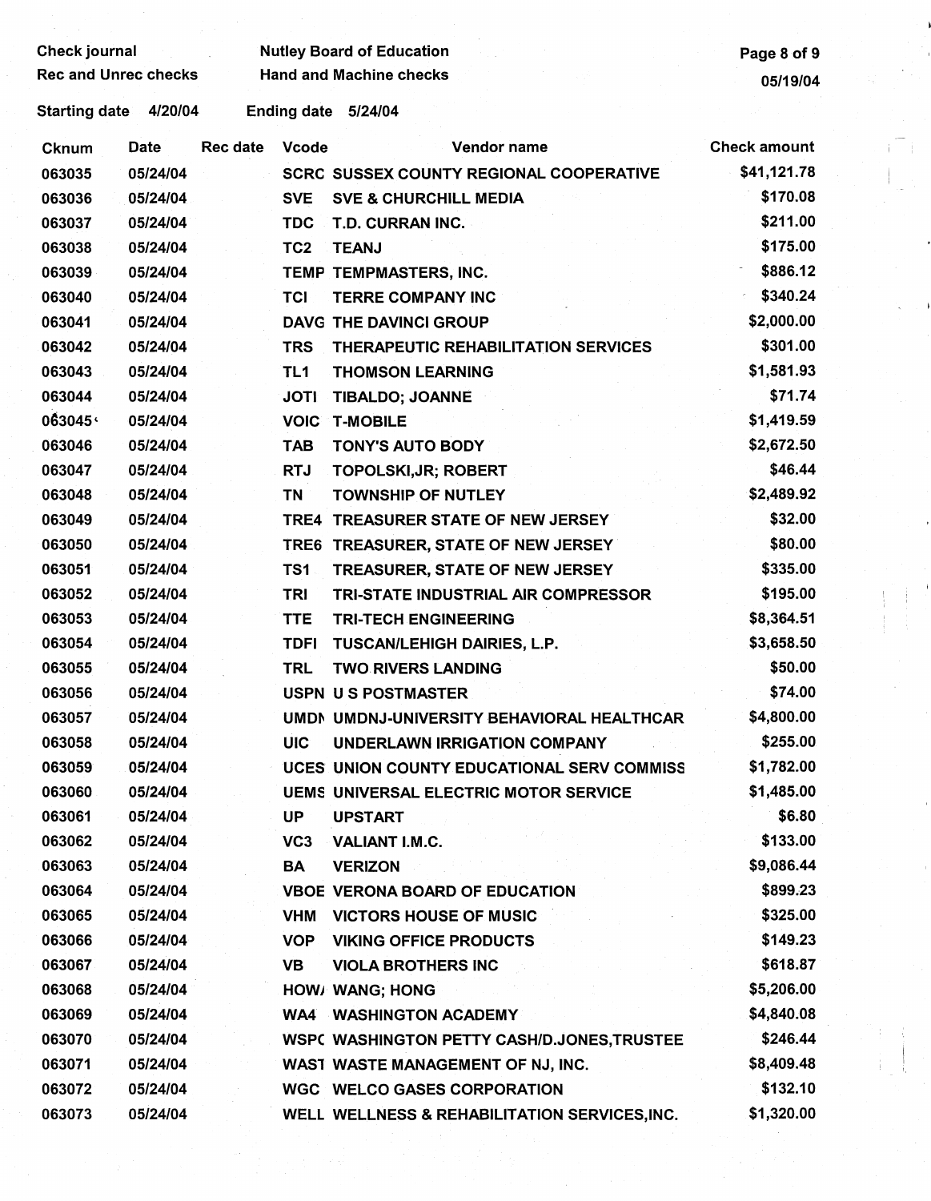Check journal — Nutley Board of Education

Rec and Unrec checks — Hand and Machine checks

05/19/04

Starting date 4/20/04 — Ending date 5/24/04

| Cknum | Date | Rec date | Vcode | Vendor name | Check amount |
|---|---|---|---|---|---|
| 063035 | 05/24/04 | | SCRC | SUSSEX COUNTY REGIONAL COOPERATIVE | $41,121.78 |
| 063036 | 05/24/04 | | SVE | SVE & CHURCHILL MEDIA | $170.08 |
| 063037 | 05/24/04 | | TDC | T.D. CURRAN INC. | $211.00 |
| 063038 | 05/24/04 | | TC2 | TEANJ | $175.00 |
| 063039 | 05/24/04 | | TEMP | TEMPMASTERS, INC. | $886.12 |
| 063040 | 05/24/04 | | TCI | TERRE COMPANY INC | $340.24 |
| 063041 | 05/24/04 | | DAVG | THE DAVINCI GROUP | $2,000.00 |
| 063042 | 05/24/04 | | TRS | THERAPEUTIC REHABILITATION SERVICES | $301.00 |
| 063043 | 05/24/04 | | TL1 | THOMSON LEARNING | $1,581.93 |
| 063044 | 05/24/04 | | JOTI | TIBALDO; JOANNE | $71.74 |
| 063045 | 05/24/04 | | VOIC | T-MOBILE | $1,419.59 |
| 063046 | 05/24/04 | | TAB | TONY'S AUTO BODY | $2,672.50 |
| 063047 | 05/24/04 | | RTJ | TOPOLSKI,JR; ROBERT | $46.44 |
| 063048 | 05/24/04 | | TN | TOWNSHIP OF NUTLEY | $2,489.92 |
| 063049 | 05/24/04 | | TRE4 | TREASURER STATE OF NEW JERSEY | $32.00 |
| 063050 | 05/24/04 | | TRE6 | TREASURER, STATE OF NEW JERSEY | $80.00 |
| 063051 | 05/24/04 | | TS1 | TREASURER, STATE OF NEW JERSEY | $335.00 |
| 063052 | 05/24/04 | | TRI | TRI-STATE INDUSTRIAL AIR COMPRESSOR | $195.00 |
| 063053 | 05/24/04 | | TTE | TRI-TECH ENGINEERING | $8,364.51 |
| 063054 | 05/24/04 | | TDFI | TUSCAN/LEHIGH DAIRIES, L.P. | $3,658.50 |
| 063055 | 05/24/04 | | TRL | TWO RIVERS LANDING | $50.00 |
| 063056 | 05/24/04 | | USPN | U S POSTMASTER | $74.00 |
| 063057 | 05/24/04 | | UMDN | UMDNJ-UNIVERSITY BEHAVIORAL HEALTHCAR | $4,800.00 |
| 063058 | 05/24/04 | | UIC | UNDERLAWN IRRIGATION COMPANY | $255.00 |
| 063059 | 05/24/04 | | UCES | UNION COUNTY EDUCATIONAL SERV COMMISS | $1,782.00 |
| 063060 | 05/24/04 | | UEMS | UNIVERSAL ELECTRIC MOTOR SERVICE | $1,485.00 |
| 063061 | 05/24/04 | | UP | UPSTART | $6.80 |
| 063062 | 05/24/04 | | VC3 | VALIANT I.M.C. | $133.00 |
| 063063 | 05/24/04 | | BA | VERIZON | $9,086.44 |
| 063064 | 05/24/04 | | VBOE | VERONA BOARD OF EDUCATION | $899.23 |
| 063065 | 05/24/04 | | VHM | VICTORS HOUSE OF MUSIC | $325.00 |
| 063066 | 05/24/04 | | VOP | VIKING OFFICE PRODUCTS | $149.23 |
| 063067 | 05/24/04 | | VB | VIOLA BROTHERS INC | $618.87 |
| 063068 | 05/24/04 | | HOW/ | WANG; HONG | $5,206.00 |
| 063069 | 05/24/04 | | WA4 | WASHINGTON ACADEMY | $4,840.08 |
| 063070 | 05/24/04 | | WSPC | WASHINGTON PETTY CASH/D.JONES,TRUSTEE | $246.44 |
| 063071 | 05/24/04 | | WAST | WASTE MANAGEMENT OF NJ, INC. | $8,409.48 |
| 063072 | 05/24/04 | | WGC | WELCO GASES CORPORATION | $132.10 |
| 063073 | 05/24/04 | | WELL | WELLNESS & REHABILITATION SERVICES,INC. | $1,320.00 |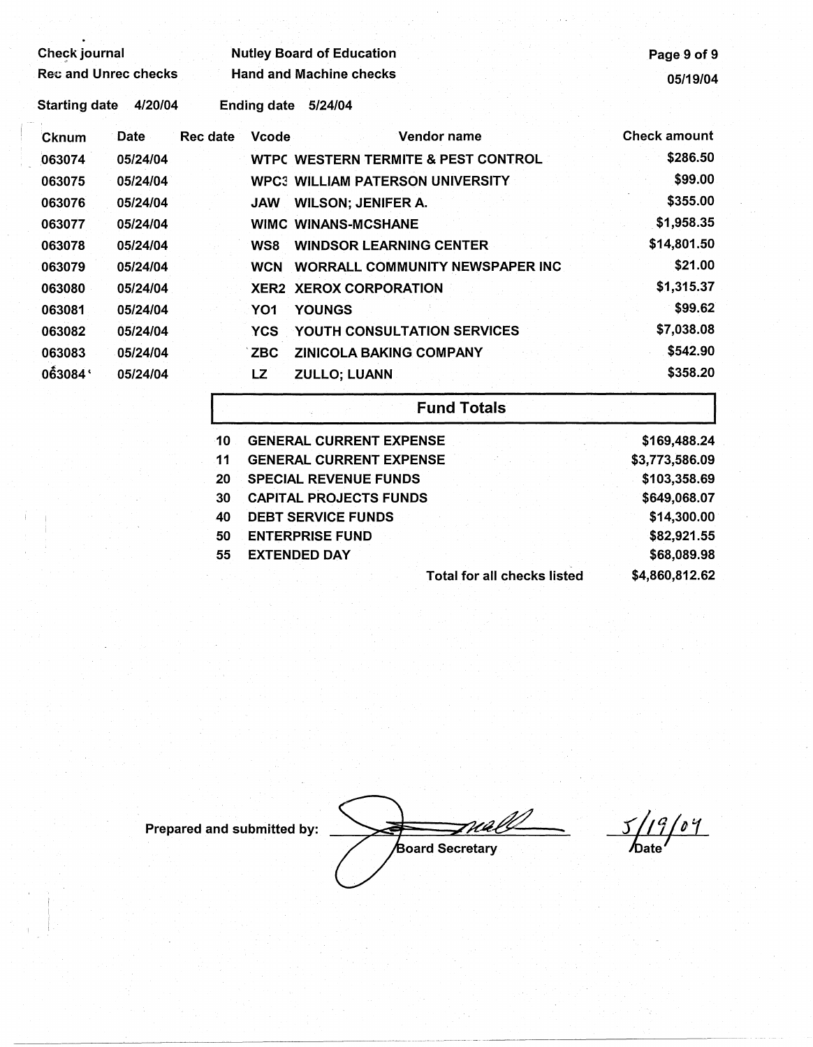Check journal
Rec and Unrec checks

Nutley Board of Education
Hand and Machine checks

05/19/04

Starting date 4/20/04 Ending date 5/24/04

| Cknum | Date | Rec date | Vcode | Vendor name | Check amount |
|---|---|---|---|---|---|
| 063074 | 05/24/04 | | WTPC | WESTERN TERMITE & PEST CONTROL | $286.50 |
| 063075 | 05/24/04 | | WPC3 | WILLIAM PATERSON UNIVERSITY | $99.00 |
| 063076 | 05/24/04 | | JAW | WILSON; JENIFER A. | $355.00 |
| 063077 | 05/24/04 | | WIMC | WINANS-MCSHANE | $1,958.35 |
| 063078 | 05/24/04 | | WS8 | WINDSOR LEARNING CENTER | $14,801.50 |
| 063079 | 05/24/04 | | WCN | WORRALL COMMUNITY NEWSPAPER INC | $21.00 |
| 063080 | 05/24/04 | | XER2 | XEROX CORPORATION | $1,315.37 |
| 063081 | 05/24/04 | | YO1 | YOUNGS | $99.62 |
| 063082 | 05/24/04 | | YCS | YOUTH CONSULTATION SERVICES | $7,038.08 |
| 063083 | 05/24/04 | | ZBC | ZINICOLA BAKING COMPANY | $542.90 |
| 063084 | 05/24/04 | | LZ | ZULLO; LUANN | $358.20 |

## Fund Totals

| | | |
|---|---|---|
| 10 | GENERAL CURRENT EXPENSE | $169,488.24 |
| 11 | GENERAL CURRENT EXPENSE | $3,773,586.09 |
| 20 | SPECIAL REVENUE FUNDS | $103,358.69 |
| 30 | CAPITAL PROJECTS FUNDS | $649,068.07 |
| 40 | DEBT SERVICE FUNDS | $14,300.00 |
| 50 | ENTERPRISE FUND | $82,921.55 |
| 55 | EXTENDED DAY | $68,089.98 |
| | Total for all checks listed | $4,860,812.62 |

Prepared and submitted by: [signature] Board Secretary

5/19/04
Date